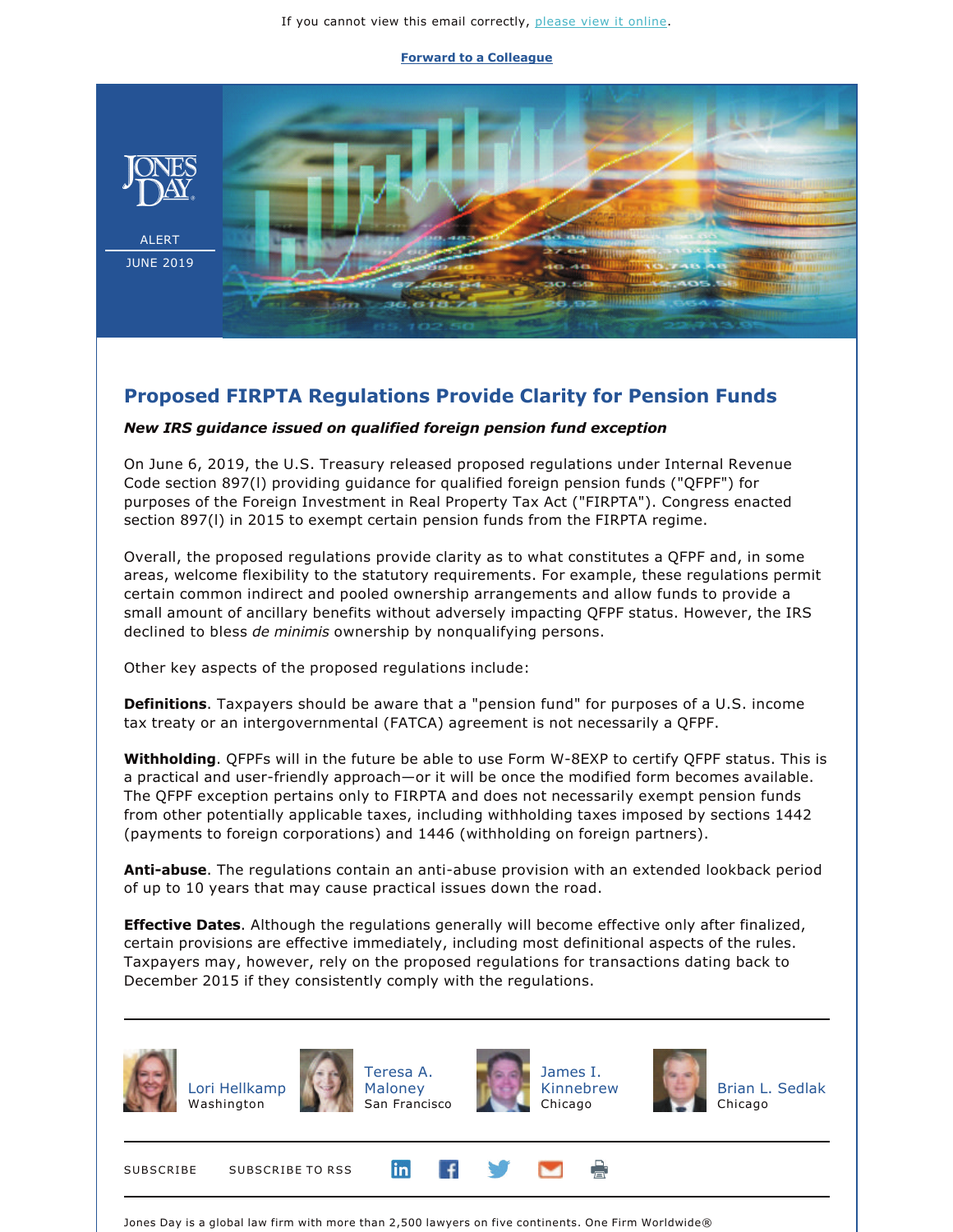If you cannot view this email correctly, please view it online.

Forward to a Colleague

JONES DAY

ALERT

JUNE 2019

# Proposed FIRPTA Regulations Provide Clarity for Pension Funds

***New IRS guidance issued on qualified foreign pension fund exception***

On June 6, 2019, the U.S. Treasury released proposed regulations under Internal Revenue Code section 897(l) providing guidance for qualified foreign pension funds ("QFPF") for purposes of the Foreign Investment in Real Property Tax Act ("FIRPTA"). Congress enacted section 897(l) in 2015 to exempt certain pension funds from the FIRPTA regime.

Overall, the proposed regulations provide clarity as to what constitutes a QFPF and, in some areas, welcome flexibility to the statutory requirements. For example, these regulations permit certain common indirect and pooled ownership arrangements and allow funds to provide a small amount of ancillary benefits without adversely impacting QFPF status. However, the IRS declined to bless *de minimis* ownership by nonqualifying persons.

Other key aspects of the proposed regulations include:

**Definitions**. Taxpayers should be aware that a "pension fund" for purposes of a U.S. income tax treaty or an intergovernmental (FATCA) agreement is not necessarily a QFPF.

**Withholding**. QFPFs will in the future be able to use Form W-8EXP to certify QFPF status. This is a practical and user-friendly approach—or it will be once the modified form becomes available. The QFPF exception pertains only to FIRPTA and does not necessarily exempt pension funds from other potentially applicable taxes, including withholding taxes imposed by sections 1442 (payments to foreign corporations) and 1446 (withholding on foreign partners).

**Anti-abuse**. The regulations contain an anti-abuse provision with an extended lookback period of up to 10 years that may cause practical issues down the road.

**Effective Dates**. Although the regulations generally will become effective only after finalized, certain provisions are effective immediately, including most definitional aspects of the rules. Taxpayers may, however, rely on the proposed regulations for transactions dating back to December 2015 if they consistently comply with the regulations.

---

Lori Hellkamp
Washington

Teresa A. Maloney
San Francisco

James I. Kinnebrew
Chicago

Brian L. Sedlak
Chicago

---

SUBSCRIBE    SUBSCRIBE TO RSS

---

Jones Day is a global law firm with more than 2,500 lawyers on five continents. One Firm Worldwide®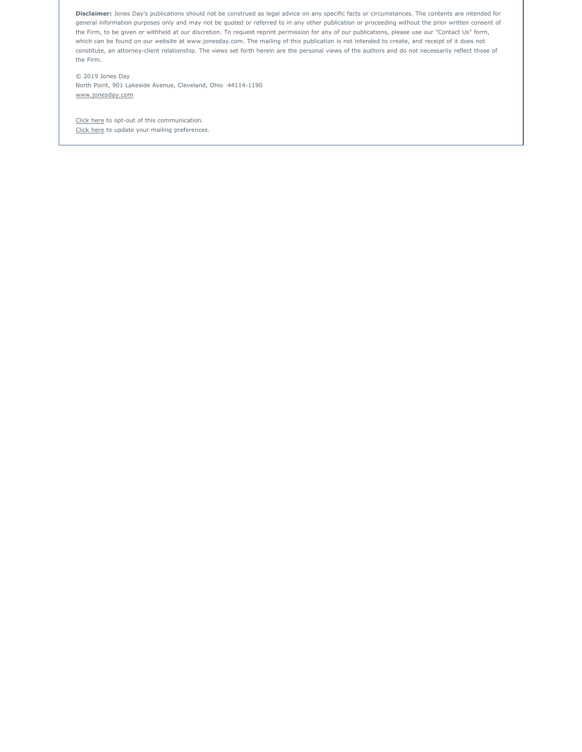**Disclaimer:** Jones Day's publications should not be construed as legal advice on any specific facts or circumstances. The contents are intended for general information purposes only and may not be quoted or referred to in any other publication or proceeding without the prior written consent of the Firm, to be given or withheld at our discretion. To request reprint permission for any of our publications, please use our "Contact Us" form, which can be found on our website at www.jonesday.com. The mailing of this publication is not intended to create, and receipt of it does not constitute, an attorney-client relationship. The views set forth herein are the personal views of the authors and do not necessarily reflect those of the Firm.

© 2019 Jones Day
North Point, 901 Lakeside Avenue, Cleveland, Ohio 44114-1190
www.jonesday.com

Click here to opt-out of this communication.
Click here to update your mailing preferences.